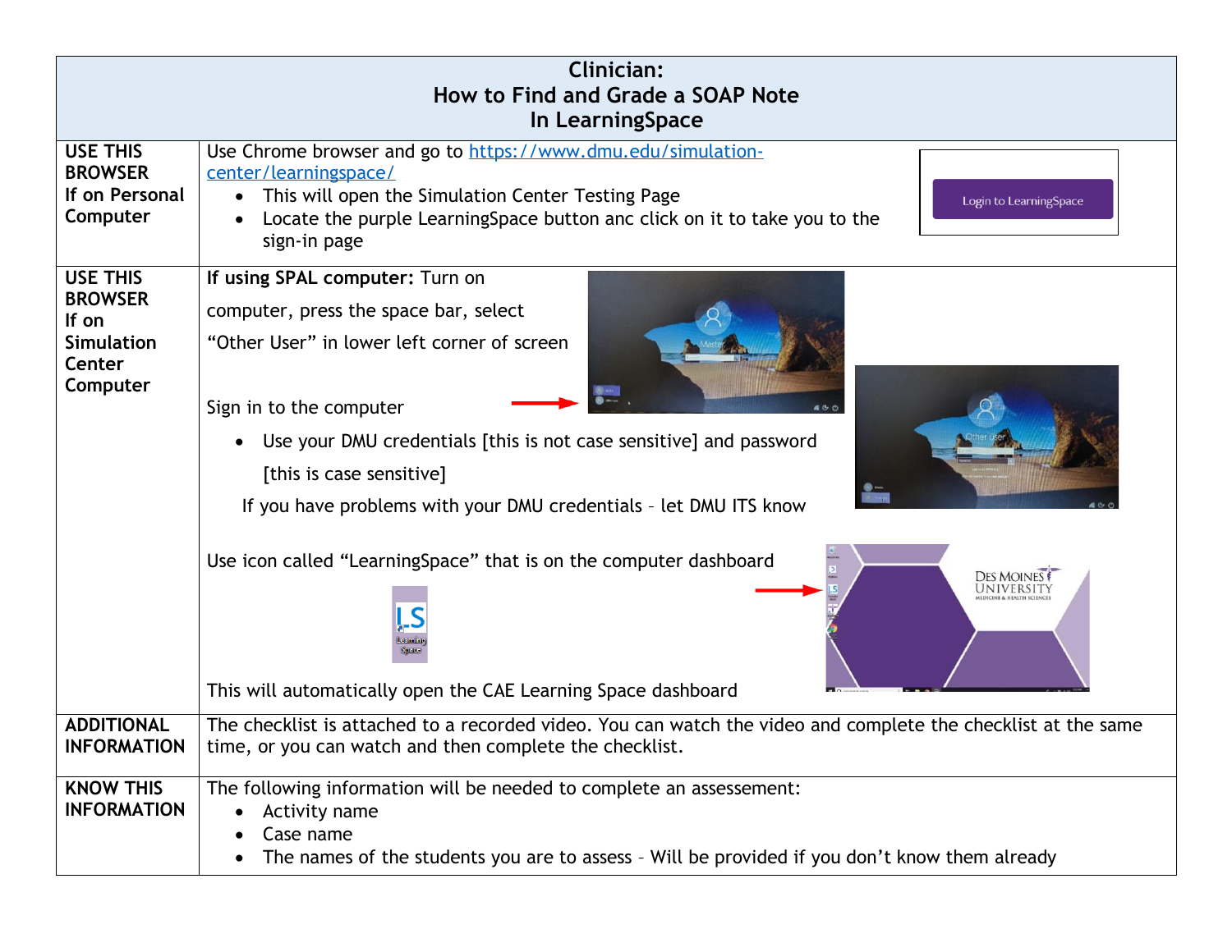# Clinician:
# How to Find and Grade a SOAP Note
# In LearningSpace

| | |
|---|---|
| **USE THIS BROWSER** If on Personal Computer | Use Chrome browser and go to https://www.dmu.edu/simulation-center/learningspace/ <br>• This will open the Simulation Center Testing Page <br>• Locate the purple LearningSpace button anc click on it to take you to the sign-in page <br>Login to LearningSpace |
| **USE THIS BROWSER** If on Simulation Center Computer | **If using SPAL computer:** Turn on computer, press the space bar, select "Other User" in lower left corner of screen <br><br>Sign in to the computer <br>• Use your DMU credentials [this is not case sensitive] and password [this is case sensitive] <br>If you have problems with your DMU credentials – let DMU ITS know <br><br>Use icon called "LearningSpace" that is on the computer dashboard <br><br>This will automatically open the CAE Learning Space dashboard |
| **ADDITIONAL INFORMATION** | The checklist is attached to a recorded video. You can watch the video and complete the checklist at the same time, or you can watch and then complete the checklist. |
| **KNOW THIS INFORMATION** | The following information will be needed to complete an assessement: <br>• Activity name <br>• Case name <br>• The names of the students you are to assess – Will be provided if you don't know them already |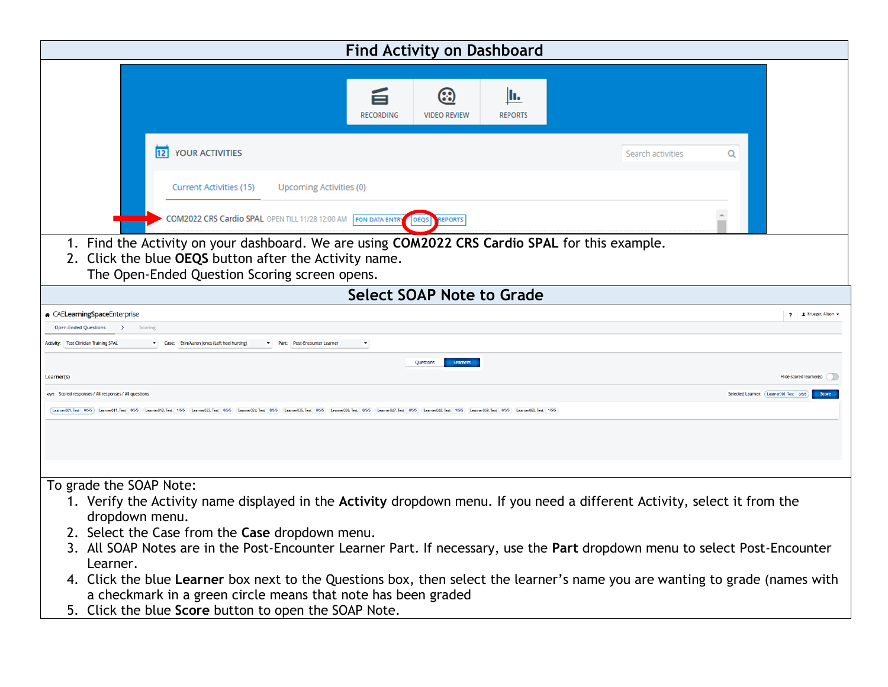## Find Activity on Dashboard

1. Find the Activity on your dashboard. We are using **COM2022 CRS Cardio SPAL** for this example.
2. Click the blue **OEQS** button after the Activity name.
   The Open-Ended Question Scoring screen opens.

## Select SOAP Note to Grade

To grade the SOAP Note:

1. Verify the Activity name displayed in the **Activity** dropdown menu. If you need a different Activity, select it from the dropdown menu.
2. Select the Case from the **Case** dropdown menu.
3. All SOAP Notes are in the Post-Encounter Learner Part. If necessary, use the **Part** dropdown menu to select Post-Encounter Learner.
4. Click the blue **Learner** box next to the Questions box, then select the learner's name you are wanting to grade (names with a checkmark in a green circle means that note has been graded
5. Click the blue **Score** button to open the SOAP Note.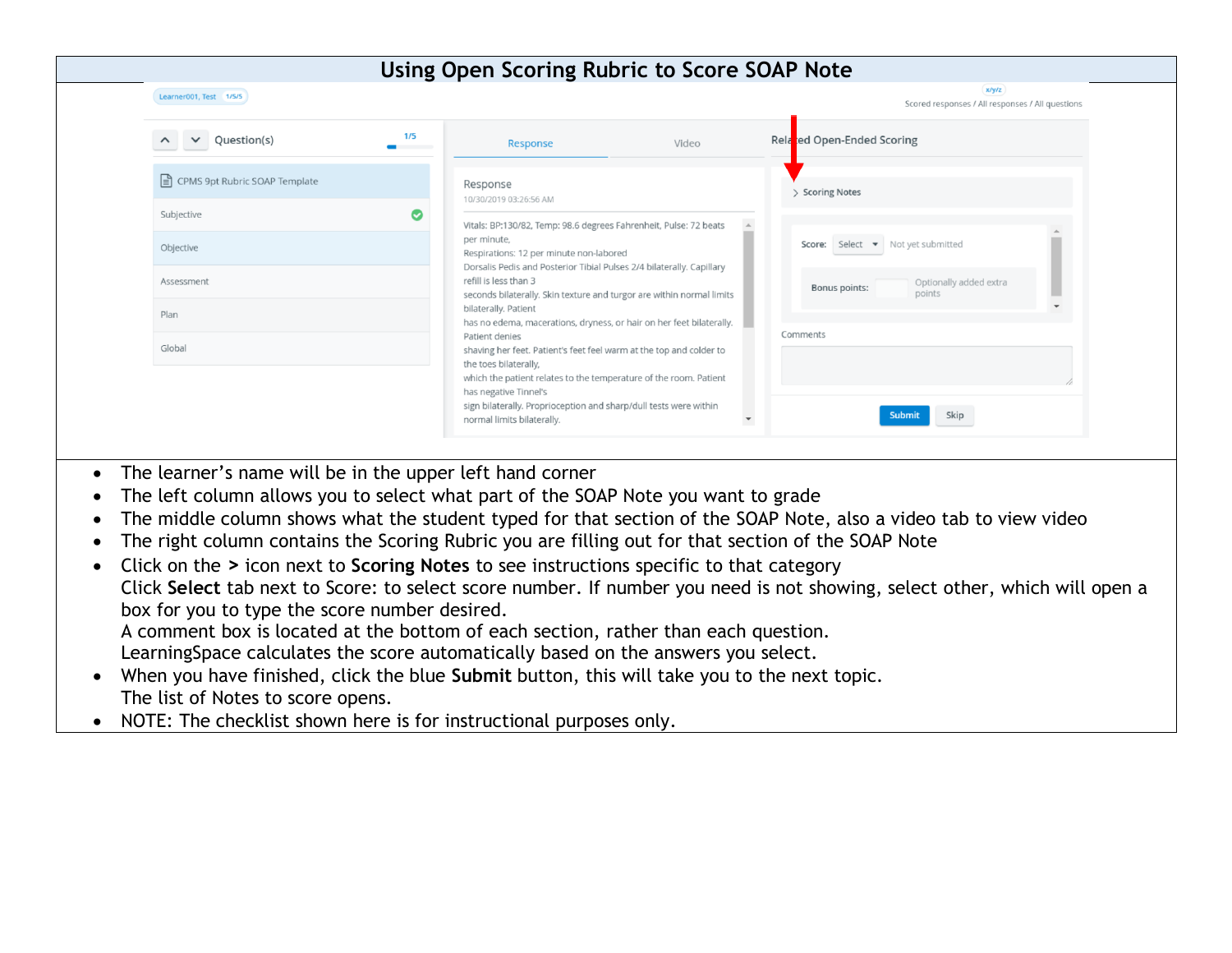# Using Open Scoring Rubric to Score SOAP Note

- The learner's name will be in the upper left hand corner
- The left column allows you to select what part of the SOAP Note you want to grade
- The middle column shows what the student typed for that section of the SOAP Note, also a video tab to view video
- The right column contains the Scoring Rubric you are filling out for that section of the SOAP Note
- Click on the **>** icon next to **Scoring Notes** to see instructions specific to that category
  Click **Select** tab next to Score: to select score number. If number you need is not showing, select other, which will open a box for you to type the score number desired.
  A comment box is located at the bottom of each section, rather than each question.
  LearningSpace calculates the score automatically based on the answers you select.
- When you have finished, click the blue **Submit** button, this will take you to the next topic.
  The list of Notes to score opens.
- NOTE: The checklist shown here is for instructional purposes only.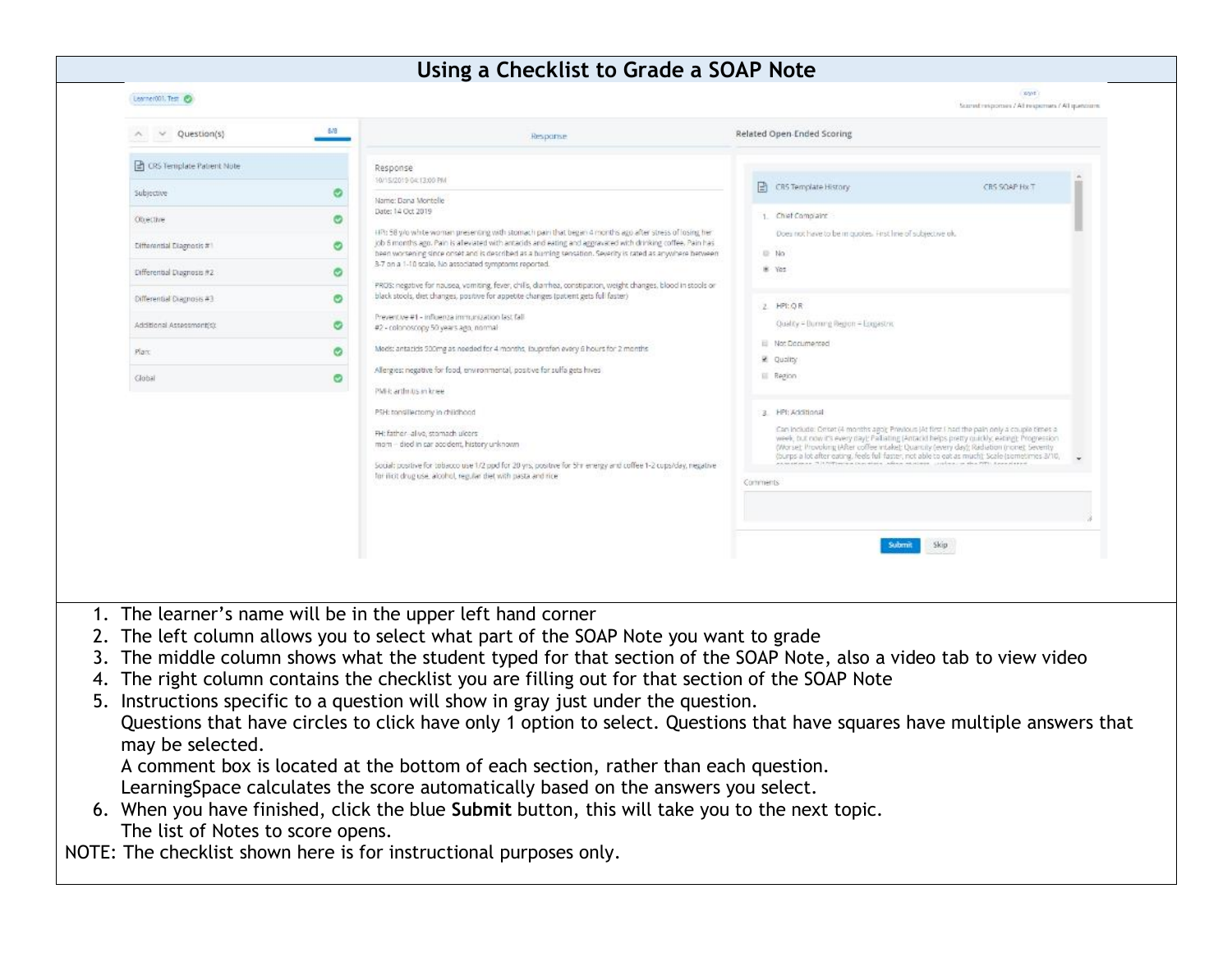# Using a Checklist to Grade a SOAP Note

1. The learner's name will be in the upper left hand corner
2. The left column allows you to select what part of the SOAP Note you want to grade
3. The middle column shows what the student typed for that section of the SOAP Note, also a video tab to view video
4. The right column contains the checklist you are filling out for that section of the SOAP Note
5. Instructions specific to a question will show in gray just under the question.
   Questions that have circles to click have only 1 option to select. Questions that have squares have multiple answers that may be selected.
   A comment box is located at the bottom of each section, rather than each question.
   LearningSpace calculates the score automatically based on the answers you select.
6. When you have finished, click the blue **Submit** button, this will take you to the next topic.
   The list of Notes to score opens.

NOTE: The checklist shown here is for instructional purposes only.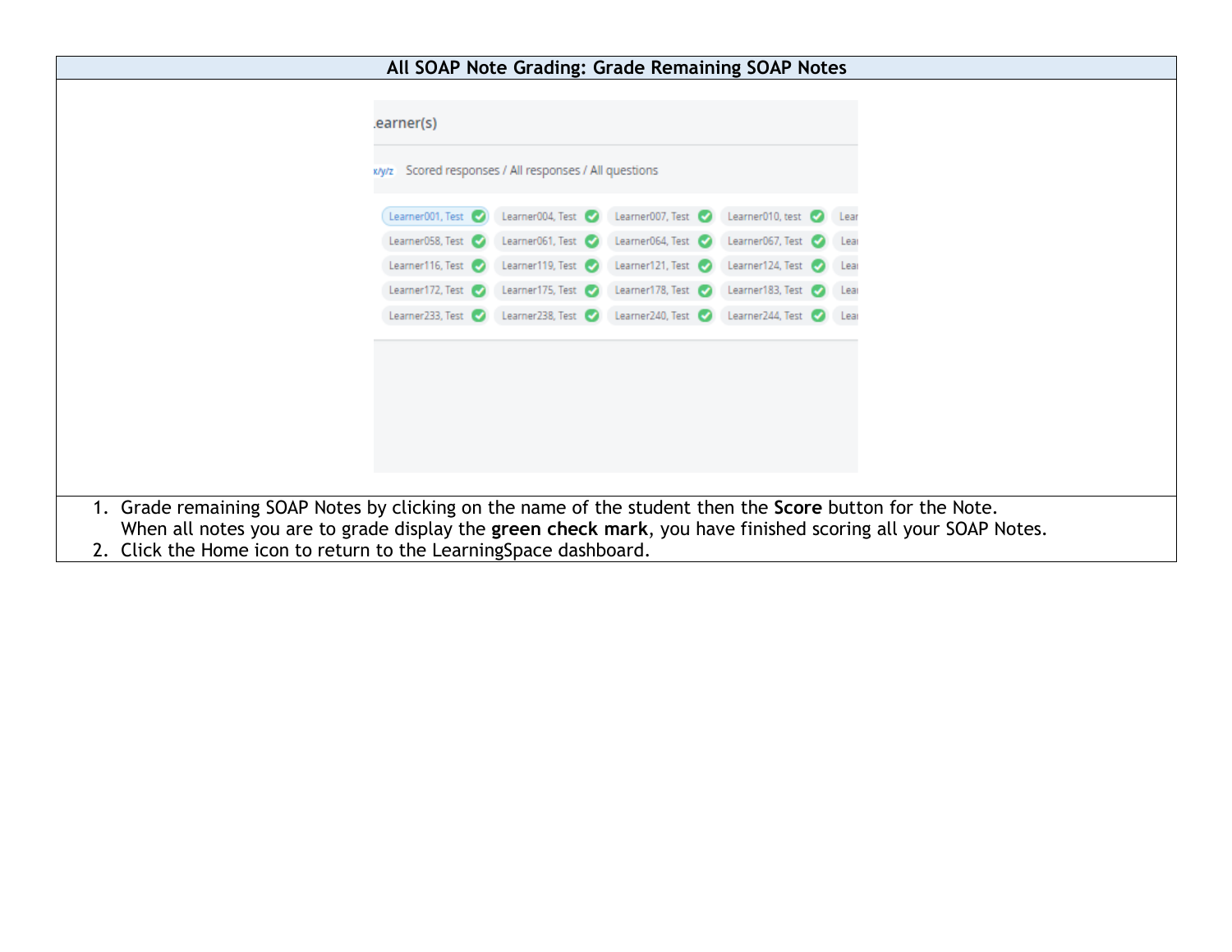## All SOAP Note Grading: Grade Remaining SOAP Notes

1. Grade remaining SOAP Notes by clicking on the name of the student then the **Score** button for the Note.
   When all notes you are to grade display the **green check mark**, you have finished scoring all your SOAP Notes.
2. Click the Home icon to return to the LearningSpace dashboard.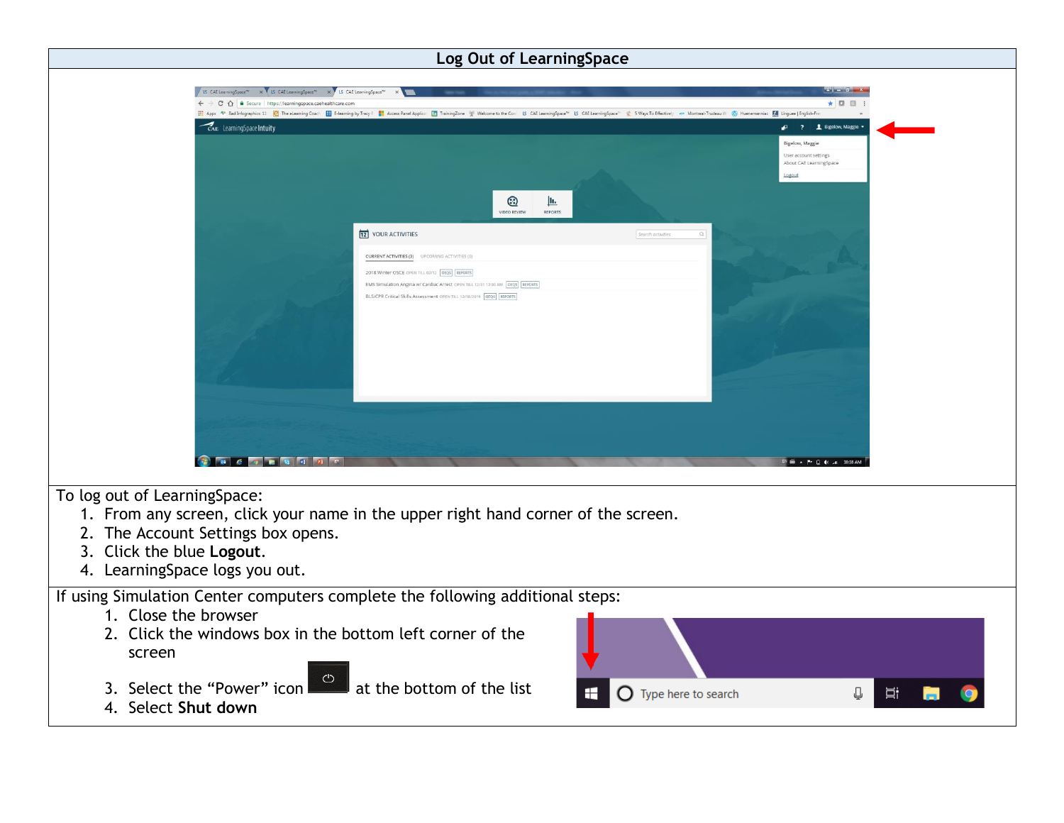## Log Out of LearningSpace

To log out of LearningSpace:

1. From any screen, click your name in the upper right hand corner of the screen.
2. The Account Settings box opens.
3. Click the blue **Logout**.
4. LearningSpace logs you out.

If using Simulation Center computers complete the following additional steps:

1. Close the browser
2. Click the windows box in the bottom left corner of the screen
3. Select the "Power" icon at the bottom of the list
4. Select **Shut down**